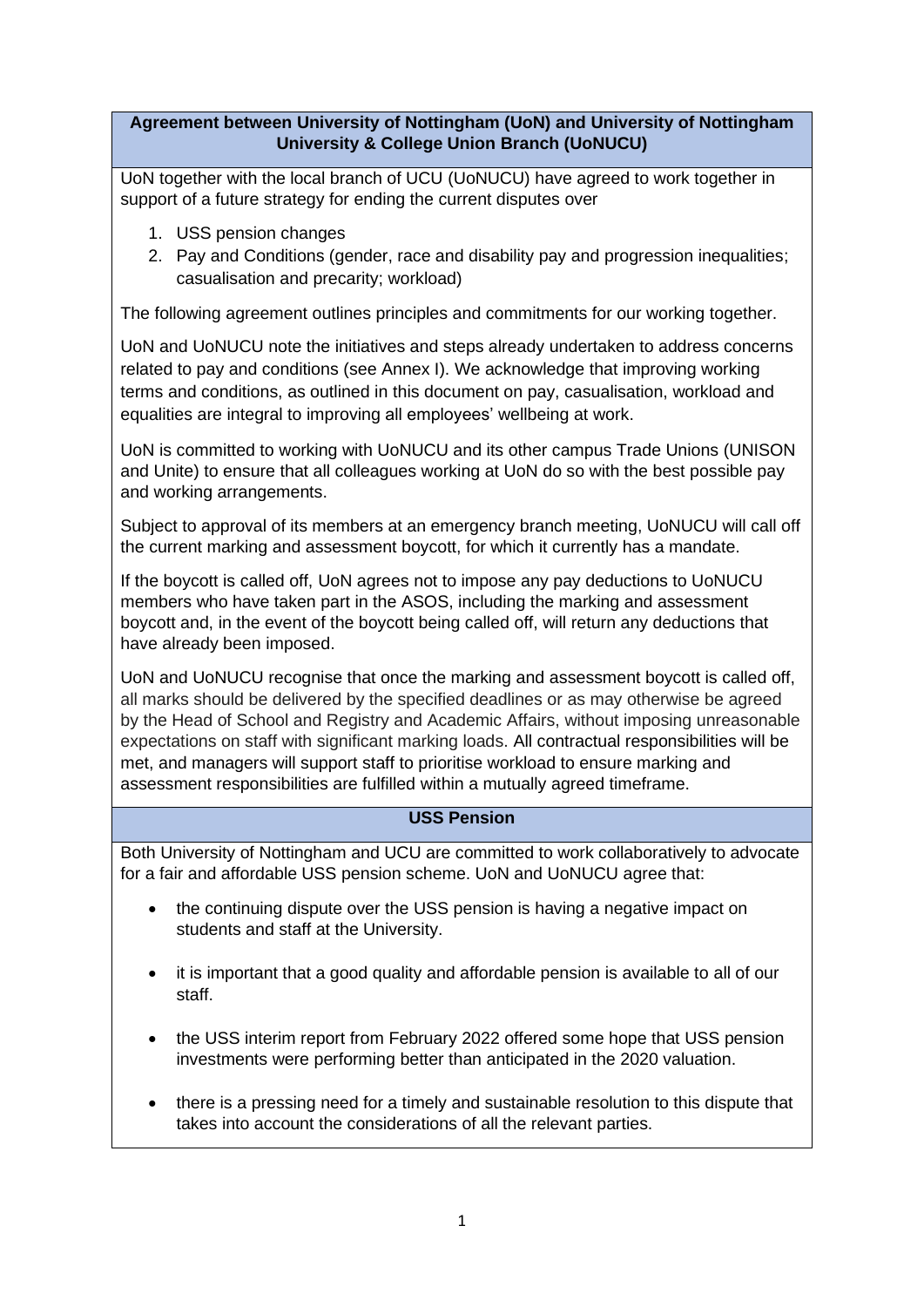**Agreement between University of Nottingham (UoN) and University of Nottingham University & College Union Branch (UoNUCU)**

UoN together with the local branch of UCU (UoNUCU) have agreed to work together in support of a future strategy for ending the current disputes over

1. USS pension changes
2. Pay and Conditions (gender, race and disability pay and progression inequalities; casualisation and precarity; workload)

The following agreement outlines principles and commitments for our working together.

UoN and UoNUCU note the initiatives and steps already undertaken to address concerns related to pay and conditions (see Annex I). We acknowledge that improving working terms and conditions, as outlined in this document on pay, casualisation, workload and equalities are integral to improving all employees' wellbeing at work.

UoN is committed to working with UoNUCU and its other campus Trade Unions (UNISON and Unite) to ensure that all colleagues working at UoN do so with the best possible pay and working arrangements.

Subject to approval of its members at an emergency branch meeting, UoNUCU will call off the current marking and assessment boycott, for which it currently has a mandate.

If the boycott is called off, UoN agrees not to impose any pay deductions to UoNUCU members who have taken part in the ASOS, including the marking and assessment boycott and, in the event of the boycott being called off, will return any deductions that have already been imposed.

UoN and UoNUCU recognise that once the marking and assessment boycott is called off, all marks should be delivered by the specified deadlines or as may otherwise be agreed by the Head of School and Registry and Academic Affairs, without imposing unreasonable expectations on staff with significant marking loads. All contractual responsibilities will be met, and managers will support staff to prioritise workload to ensure marking and assessment responsibilities are fulfilled within a mutually agreed timeframe.

**USS Pension**

Both University of Nottingham and UCU are committed to work collaboratively to advocate for a fair and affordable USS pension scheme. UoN and UoNUCU agree that:

- the continuing dispute over the USS pension is having a negative impact on students and staff at the University.
- it is important that a good quality and affordable pension is available to all of our staff.
- the USS interim report from February 2022 offered some hope that USS pension investments were performing better than anticipated in the 2020 valuation.
- there is a pressing need for a timely and sustainable resolution to this dispute that takes into account the considerations of all the relevant parties.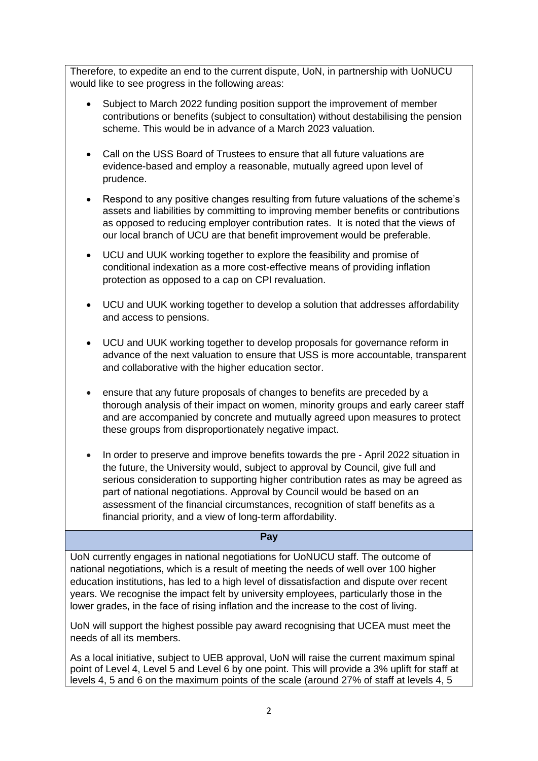Therefore, to expedite an end to the current dispute, UoN, in partnership with UoNUCU would like to see progress in the following areas:

- Subject to March 2022 funding position support the improvement of member contributions or benefits (subject to consultation) without destabilising the pension scheme. This would be in advance of a March 2023 valuation.
- Call on the USS Board of Trustees to ensure that all future valuations are evidence-based and employ a reasonable, mutually agreed upon level of prudence.
- Respond to any positive changes resulting from future valuations of the scheme's assets and liabilities by committing to improving member benefits or contributions as opposed to reducing employer contribution rates. It is noted that the views of our local branch of UCU are that benefit improvement would be preferable.
- UCU and UUK working together to explore the feasibility and promise of conditional indexation as a more cost-effective means of providing inflation protection as opposed to a cap on CPI revaluation.
- UCU and UUK working together to develop a solution that addresses affordability and access to pensions.
- UCU and UUK working together to develop proposals for governance reform in advance of the next valuation to ensure that USS is more accountable, transparent and collaborative with the higher education sector.
- ensure that any future proposals of changes to benefits are preceded by a thorough analysis of their impact on women, minority groups and early career staff and are accompanied by concrete and mutually agreed upon measures to protect these groups from disproportionately negative impact.
- In order to preserve and improve benefits towards the pre - April 2022 situation in the future, the University would, subject to approval by Council, give full and serious consideration to supporting higher contribution rates as may be agreed as part of national negotiations. Approval by Council would be based on an assessment of the financial circumstances, recognition of staff benefits as a financial priority, and a view of long-term affordability.

## Pay

UoN currently engages in national negotiations for UoNUCU staff. The outcome of national negotiations, which is a result of meeting the needs of well over 100 higher education institutions, has led to a high level of dissatisfaction and dispute over recent years. We recognise the impact felt by university employees, particularly those in the lower grades, in the face of rising inflation and the increase to the cost of living.

UoN will support the highest possible pay award recognising that UCEA must meet the needs of all its members.

As a local initiative, subject to UEB approval, UoN will raise the current maximum spinal point of Level 4, Level 5 and Level 6 by one point. This will provide a 3% uplift for staff at levels 4, 5 and 6 on the maximum points of the scale (around 27% of staff at levels 4, 5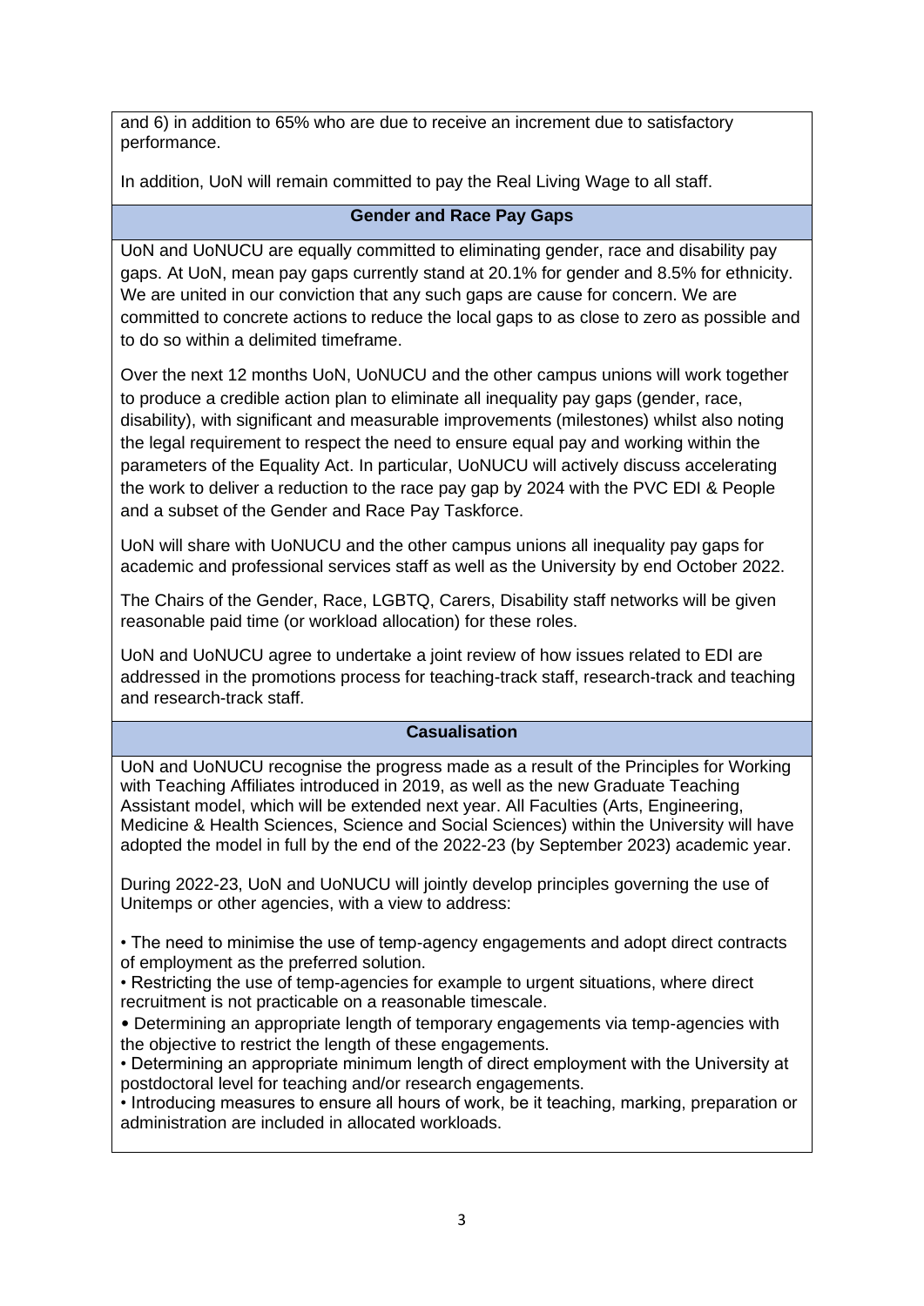and 6) in addition to 65% who are due to receive an increment due to satisfactory performance.

In addition, UoN will remain committed to pay the Real Living Wage to all staff.

## Gender and Race Pay Gaps

UoN and UoNUCU are equally committed to eliminating gender, race and disability pay gaps. At UoN, mean pay gaps currently stand at 20.1% for gender and 8.5% for ethnicity. We are united in our conviction that any such gaps are cause for concern. We are committed to concrete actions to reduce the local gaps to as close to zero as possible and to do so within a delimited timeframe.

Over the next 12 months UoN, UoNUCU and the other campus unions will work together to produce a credible action plan to eliminate all inequality pay gaps (gender, race, disability), with significant and measurable improvements (milestones) whilst also noting the legal requirement to respect the need to ensure equal pay and working within the parameters of the Equality Act. In particular, UoNUCU will actively discuss accelerating the work to deliver a reduction to the race pay gap by 2024 with the PVC EDI & People and a subset of the Gender and Race Pay Taskforce.

UoN will share with UoNUCU and the other campus unions all inequality pay gaps for academic and professional services staff as well as the University by end October 2022.

The Chairs of the Gender, Race, LGBTQ, Carers, Disability staff networks will be given reasonable paid time (or workload allocation) for these roles.

UoN and UoNUCU agree to undertake a joint review of how issues related to EDI are addressed in the promotions process for teaching-track staff, research-track and teaching and research-track staff.

## Casualisation

UoN and UoNUCU recognise the progress made as a result of the Principles for Working with Teaching Affiliates introduced in 2019, as well as the new Graduate Teaching Assistant model, which will be extended next year. All Faculties (Arts, Engineering, Medicine & Health Sciences, Science and Social Sciences) within the University will have adopted the model in full by the end of the 2022-23 (by September 2023) academic year.

During 2022-23, UoN and UoNUCU will jointly develop principles governing the use of Unitemps or other agencies, with a view to address:

- The need to minimise the use of temp-agency engagements and adopt direct contracts of employment as the preferred solution.
- Restricting the use of temp-agencies for example to urgent situations, where direct recruitment is not practicable on a reasonable timescale.
- Determining an appropriate length of temporary engagements via temp-agencies with the objective to restrict the length of these engagements.
- Determining an appropriate minimum length of direct employment with the University at postdoctoral level for teaching and/or research engagements.
- Introducing measures to ensure all hours of work, be it teaching, marking, preparation or administration are included in allocated workloads.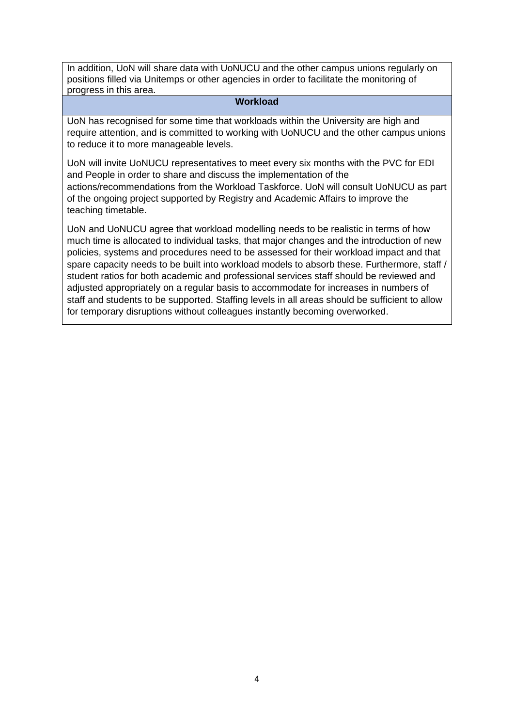In addition, UoN will share data with UoNUCU and the other campus unions regularly on positions filled via Unitemps or other agencies in order to facilitate the monitoring of progress in this area.

## Workload

UoN has recognised for some time that workloads within the University are high and require attention, and is committed to working with UoNUCU and the other campus unions to reduce it to more manageable levels.

UoN will invite UoNUCU representatives to meet every six months with the PVC for EDI and People in order to share and discuss the implementation of the actions/recommendations from the Workload Taskforce. UoN will consult UoNUCU as part of the ongoing project supported by Registry and Academic Affairs to improve the teaching timetable.

UoN and UoNUCU agree that workload modelling needs to be realistic in terms of how much time is allocated to individual tasks, that major changes and the introduction of new policies, systems and procedures need to be assessed for their workload impact and that spare capacity needs to be built into workload models to absorb these. Furthermore, staff / student ratios for both academic and professional services staff should be reviewed and adjusted appropriately on a regular basis to accommodate for increases in numbers of staff and students to be supported. Staffing levels in all areas should be sufficient to allow for temporary disruptions without colleagues instantly becoming overworked.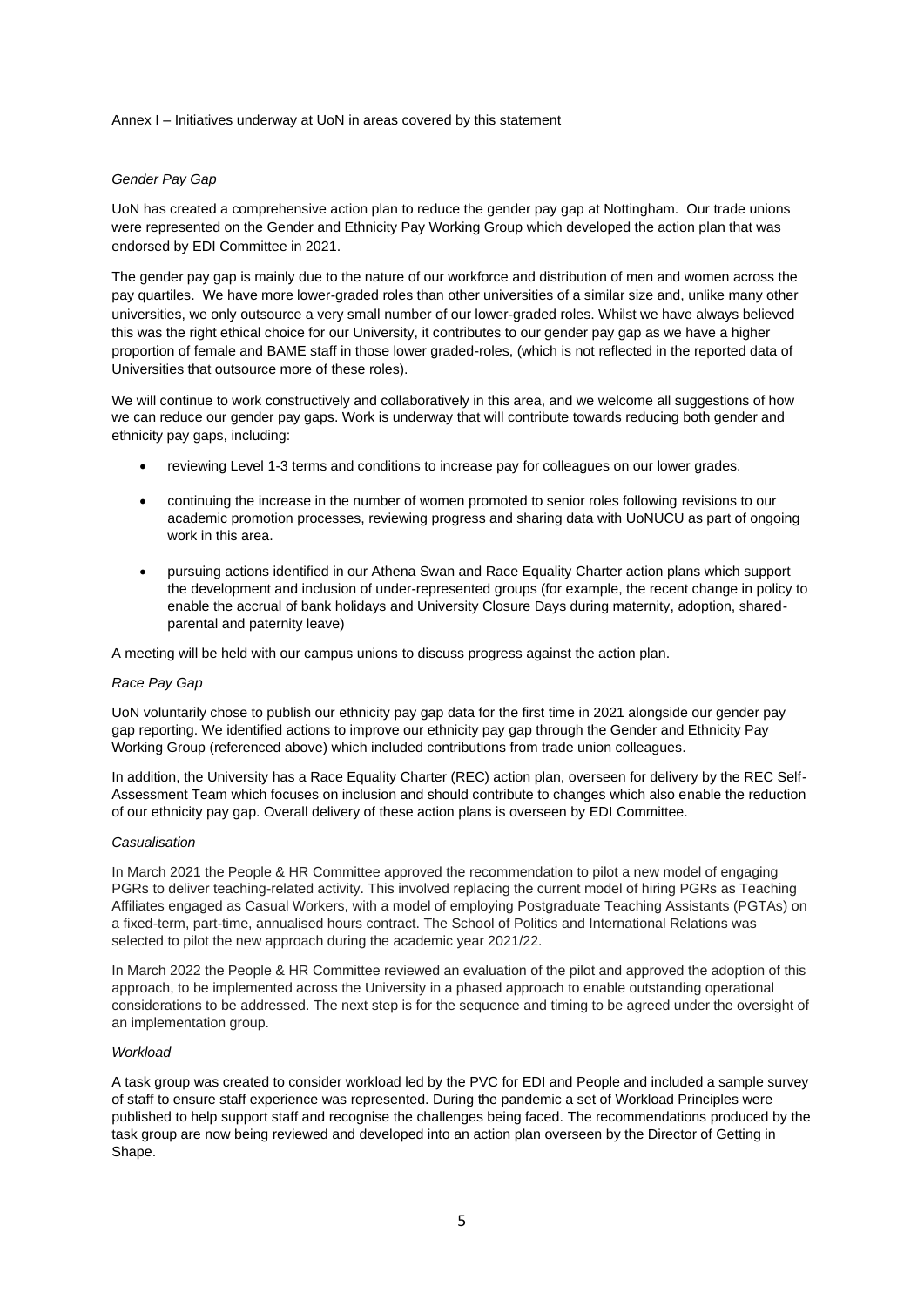Annex I – Initiatives underway at UoN in areas covered by this statement

*Gender Pay Gap*

UoN has created a comprehensive action plan to reduce the gender pay gap at Nottingham. Our trade unions were represented on the Gender and Ethnicity Pay Working Group which developed the action plan that was endorsed by EDI Committee in 2021.

The gender pay gap is mainly due to the nature of our workforce and distribution of men and women across the pay quartiles. We have more lower-graded roles than other universities of a similar size and, unlike many other universities, we only outsource a very small number of our lower-graded roles. Whilst we have always believed this was the right ethical choice for our University, it contributes to our gender pay gap as we have a higher proportion of female and BAME staff in those lower graded-roles, (which is not reflected in the reported data of Universities that outsource more of these roles).

We will continue to work constructively and collaboratively in this area, and we welcome all suggestions of how we can reduce our gender pay gaps. Work is underway that will contribute towards reducing both gender and ethnicity pay gaps, including:

- reviewing Level 1-3 terms and conditions to increase pay for colleagues on our lower grades.
- continuing the increase in the number of women promoted to senior roles following revisions to our academic promotion processes, reviewing progress and sharing data with UoNUCU as part of ongoing work in this area.
- pursuing actions identified in our Athena Swan and Race Equality Charter action plans which support the development and inclusion of under-represented groups (for example, the recent change in policy to enable the accrual of bank holidays and University Closure Days during maternity, adoption, shared-parental and paternity leave)

A meeting will be held with our campus unions to discuss progress against the action plan.

*Race Pay Gap*

UoN voluntarily chose to publish our ethnicity pay gap data for the first time in 2021 alongside our gender pay gap reporting. We identified actions to improve our ethnicity pay gap through the Gender and Ethnicity Pay Working Group (referenced above) which included contributions from trade union colleagues.

In addition, the University has a Race Equality Charter (REC) action plan, overseen for delivery by the REC Self-Assessment Team which focuses on inclusion and should contribute to changes which also enable the reduction of our ethnicity pay gap. Overall delivery of these action plans is overseen by EDI Committee.

*Casualisation*

In March 2021 the People & HR Committee approved the recommendation to pilot a new model of engaging PGRs to deliver teaching-related activity. This involved replacing the current model of hiring PGRs as Teaching Affiliates engaged as Casual Workers, with a model of employing Postgraduate Teaching Assistants (PGTAs) on a fixed-term, part-time, annualised hours contract. The School of Politics and International Relations was selected to pilot the new approach during the academic year 2021/22.

In March 2022 the People & HR Committee reviewed an evaluation of the pilot and approved the adoption of this approach, to be implemented across the University in a phased approach to enable outstanding operational considerations to be addressed. The next step is for the sequence and timing to be agreed under the oversight of an implementation group.

*Workload*

A task group was created to consider workload led by the PVC for EDI and People and included a sample survey of staff to ensure staff experience was represented. During the pandemic a set of Workload Principles were published to help support staff and recognise the challenges being faced. The recommendations produced by the task group are now being reviewed and developed into an action plan overseen by the Director of Getting in Shape.